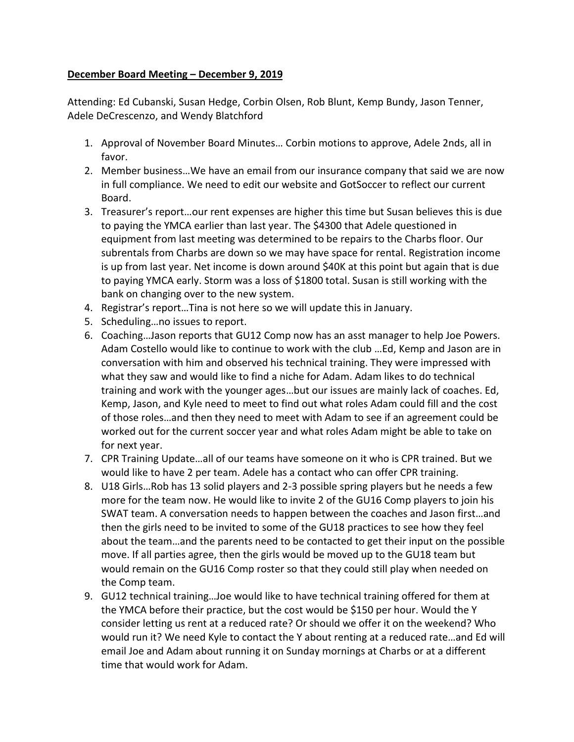**December Board Meeting – December 9, 2019**

Attending: Ed Cubanski, Susan Hedge, Corbin Olsen, Rob Blunt, Kemp Bundy, Jason Tenner, Adele DeCrescenzo, and Wendy Blatchford

1. Approval of November Board Minutes… Corbin motions to approve, Adele 2nds, all in favor.
2. Member business…We have an email from our insurance company that said we are now in full compliance. We need to edit our website and GotSoccer to reflect our current Board.
3. Treasurer's report…our rent expenses are higher this time but Susan believes this is due to paying the YMCA earlier than last year. The $4300 that Adele questioned in equipment from last meeting was determined to be repairs to the Charbs floor. Our subrentals from Charbs are down so we may have space for rental. Registration income is up from last year. Net income is down around $40K at this point but again that is due to paying YMCA early. Storm was a loss of $1800 total. Susan is still working with the bank on changing over to the new system.
4. Registrar's report…Tina is not here so we will update this in January.
5. Scheduling…no issues to report.
6. Coaching…Jason reports that GU12 Comp now has an asst manager to help Joe Powers. Adam Costello would like to continue to work with the club …Ed, Kemp and Jason are in conversation with him and observed his technical training. They were impressed with what they saw and would like to find a niche for Adam. Adam likes to do technical training and work with the younger ages…but our issues are mainly lack of coaches. Ed, Kemp, Jason, and Kyle need to meet to find out what roles Adam could fill and the cost of those roles…and then they need to meet with Adam to see if an agreement could be worked out for the current soccer year and what roles Adam might be able to take on for next year.
7. CPR Training Update…all of our teams have someone on it who is CPR trained. But we would like to have 2 per team. Adele has a contact who can offer CPR training.
8. U18 Girls…Rob has 13 solid players and 2-3 possible spring players but he needs a few more for the team now. He would like to invite 2 of the GU16 Comp players to join his SWAT team. A conversation needs to happen between the coaches and Jason first…and then the girls need to be invited to some of the GU18 practices to see how they feel about the team…and the parents need to be contacted to get their input on the possible move. If all parties agree, then the girls would be moved up to the GU18 team but would remain on the GU16 Comp roster so that they could still play when needed on the Comp team.
9. GU12 technical training…Joe would like to have technical training offered for them at the YMCA before their practice, but the cost would be $150 per hour. Would the Y consider letting us rent at a reduced rate? Or should we offer it on the weekend? Who would run it? We need Kyle to contact the Y about renting at a reduced rate…and Ed will email Joe and Adam about running it on Sunday mornings at Charbs or at a different time that would work for Adam.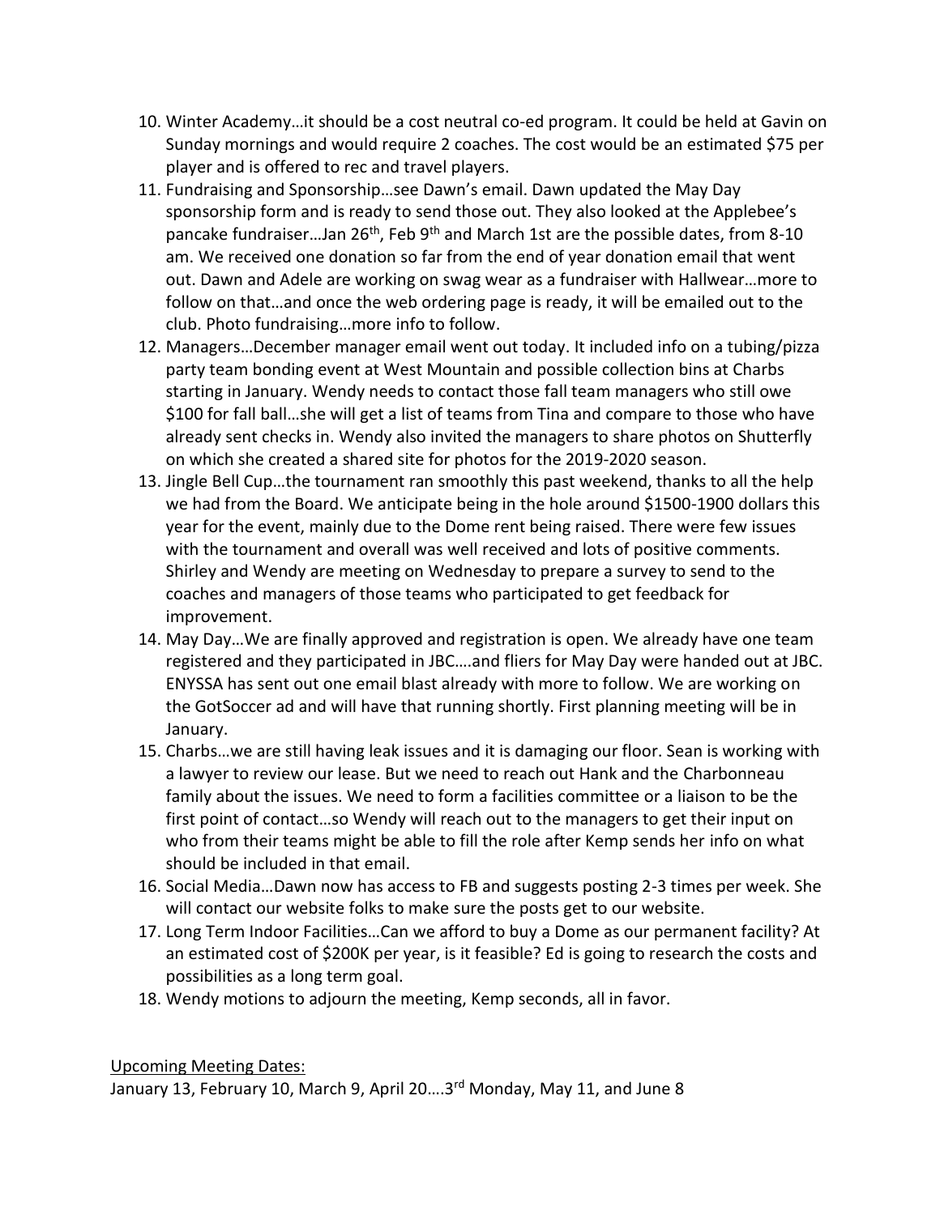10. Winter Academy…it should be a cost neutral co-ed program. It could be held at Gavin on Sunday mornings and would require 2 coaches. The cost would be an estimated $75 per player and is offered to rec and travel players.
11. Fundraising and Sponsorship…see Dawn's email. Dawn updated the May Day sponsorship form and is ready to send those out. They also looked at the Applebee's pancake fundraiser…Jan 26th, Feb 9th and March 1st are the possible dates, from 8-10 am. We received one donation so far from the end of year donation email that went out. Dawn and Adele are working on swag wear as a fundraiser with Hallwear…more to follow on that…and once the web ordering page is ready, it will be emailed out to the club. Photo fundraising…more info to follow.
12. Managers…December manager email went out today. It included info on a tubing/pizza party team bonding event at West Mountain and possible collection bins at Charbs starting in January. Wendy needs to contact those fall team managers who still owe $100 for fall ball…she will get a list of teams from Tina and compare to those who have already sent checks in. Wendy also invited the managers to share photos on Shutterfly on which she created a shared site for photos for the 2019-2020 season.
13. Jingle Bell Cup…the tournament ran smoothly this past weekend, thanks to all the help we had from the Board. We anticipate being in the hole around $1500-1900 dollars this year for the event, mainly due to the Dome rent being raised. There were few issues with the tournament and overall was well received and lots of positive comments. Shirley and Wendy are meeting on Wednesday to prepare a survey to send to the coaches and managers of those teams who participated to get feedback for improvement.
14. May Day…We are finally approved and registration is open. We already have one team registered and they participated in JBC….and fliers for May Day were handed out at JBC. ENYSSA has sent out one email blast already with more to follow. We are working on the GotSoccer ad and will have that running shortly. First planning meeting will be in January.
15. Charbs…we are still having leak issues and it is damaging our floor. Sean is working with a lawyer to review our lease. But we need to reach out Hank and the Charbonneau family about the issues. We need to form a facilities committee or a liaison to be the first point of contact…so Wendy will reach out to the managers to get their input on who from their teams might be able to fill the role after Kemp sends her info on what should be included in that email.
16. Social Media…Dawn now has access to FB and suggests posting 2-3 times per week. She will contact our website folks to make sure the posts get to our website.
17. Long Term Indoor Facilities…Can we afford to buy a Dome as our permanent facility? At an estimated cost of $200K per year, is it feasible? Ed is going to research the costs and possibilities as a long term goal.
18. Wendy motions to adjourn the meeting, Kemp seconds, all in favor.

<u>Upcoming Meeting Dates:</u>

January 13, February 10, March 9, April 20….3rd Monday, May 11, and June 8